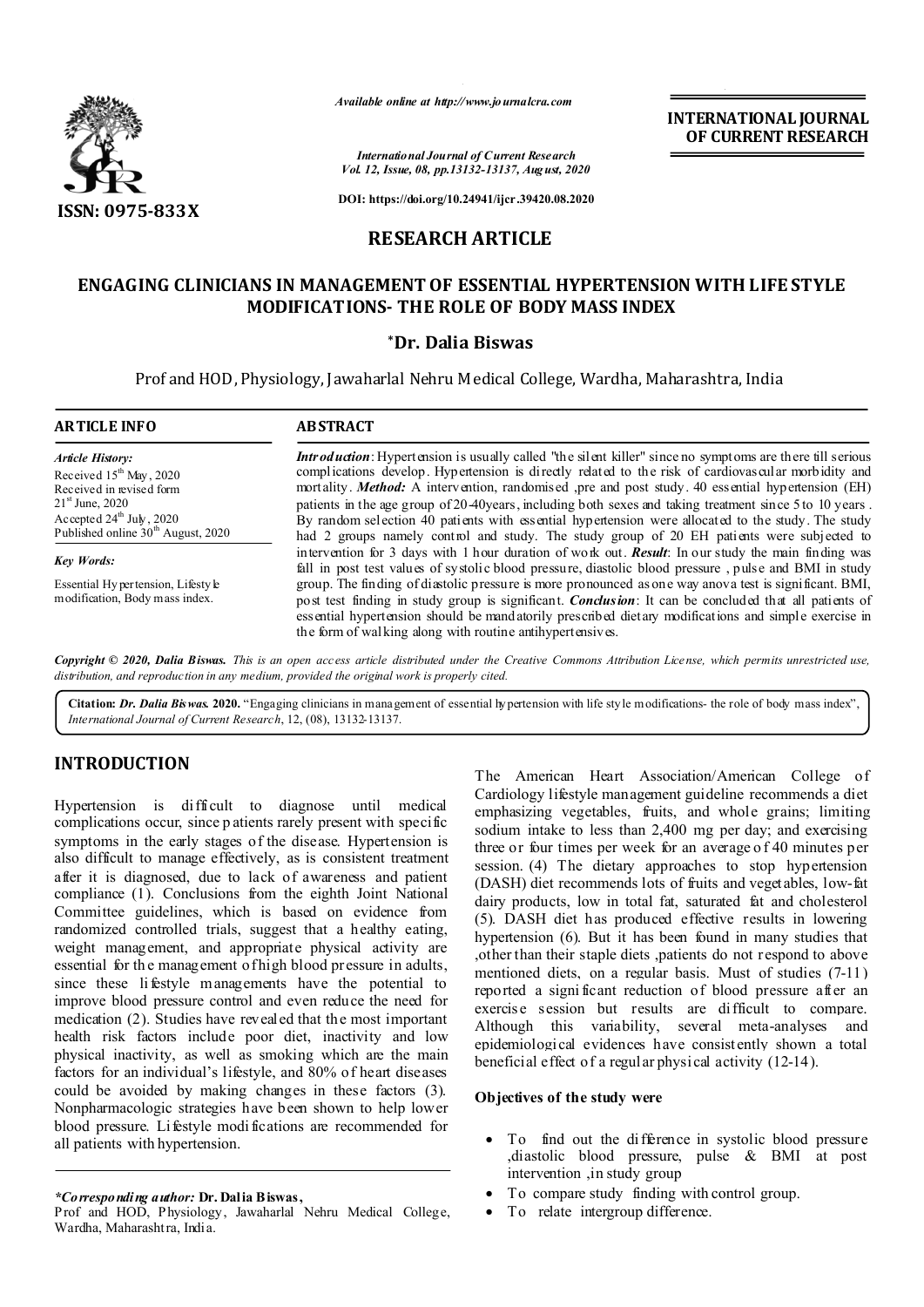ISSN: 0975-833X

*Available online at http://www.journalcra.com*

*International Journal of Current Research*
*Vol. 12, Issue, 08, pp.13132-13137, August, 2020*

**DOI: https://doi.org/10.24941/ijcr.39420.08.2020**

**INTERNATIONAL JOURNAL OF CURRENT RESEARCH**

## RESEARCH ARTICLE

# ENGAGING CLINICIANS IN MANAGEMENT OF ESSENTIAL HYPERTENSION WITH LIFE STYLE MODIFICATIONS- THE ROLE OF BODY MASS INDEX

**\*Dr. Dalia Biswas**

Prof and HOD, Physiology, Jawaharlal Nehru Medical College, Wardha, Maharashtra, India

### ARTICLE INFO

*Article History:*
Received 15th May, 2020
Received in revised form
21st June, 2020
Accepted 24th July, 2020
Published online 30th August, 2020

*Key Words:*

Essential Hypertension, Lifestyle modification, Body mass index.

### ABSTRACT

***Introduction***: Hypertension is usually called "the silent killer" since no symptoms are there till serious complications develop. Hypertension is directly related to the risk of cardiovascular morbidity and mortality. ***Method:*** A intervention, randomised ,pre and post study. 40 essential hypertension (EH) patients in the age group of 20-40years, including both sexes and taking treatment since 5 to 10 years . By random selection 40 patients with essential hypertension were allocated to the study. The study had 2 groups namely control and study. The study group of 20 EH patients were subjected to intervention for 3 days with 1 hour duration of work out. ***Result***: In our study the main finding was fall in post test values of systolic blood pressure, diastolic blood pressure , pulse and BMI in study group. The finding of diastolic pressure is more pronounced as one way anova test is significant. BMI, post test finding in study group is significant. ***Conclusion***: It can be concluded that all patients of essential hypertension should be mandatorily prescribed dietary modifications and simple exercise in the form of walking along with routine antihypertensives.

***Copyright © 2020, Dalia Biswas.*** *This is an open access article distributed under the Creative Commons Attribution License, which permits unrestricted use, distribution, and reproduction in any medium, provided the original work is properly cited.*

**Citation:** ***Dr. Dalia Biswas.*** **2020.** "Engaging clinicians in management of essential hypertension with life style modifications- the role of body mass index", *International Journal of Current Research*, 12, (08), 13132-13137.

## INTRODUCTION

Hypertension is difficult to diagnose until medical complications occur, since patients rarely present with specific symptoms in the early stages of the disease. Hypertension is also difficult to manage effectively, as is consistent treatment after it is diagnosed, due to lack of awareness and patient compliance (1). Conclusions from the eighth Joint National Committee guidelines, which is based on evidence from randomized controlled trials, suggest that a healthy eating, weight management, and appropriate physical activity are essential for the management of high blood pressure in adults, since these lifestyle managements have the potential to improve blood pressure control and even reduce the need for medication (2). Studies have revealed that the most important health risk factors include poor diet, inactivity and low physical inactivity, as well as smoking which are the main factors for an individual's lifestyle, and 80% of heart diseases could be avoided by making changes in these factors (3). Nonpharmacologic strategies have been shown to help lower blood pressure. Lifestyle modifications are recommended for all patients with hypertension.

The American Heart Association/American College of Cardiology lifestyle management guideline recommends a diet emphasizing vegetables, fruits, and whole grains; limiting sodium intake to less than 2,400 mg per day; and exercising three or four times per week for an average of 40 minutes per session. (4) The dietary approaches to stop hypertension (DASH) diet recommends lots of fruits and vegetables, low-fat dairy products, low in total fat, saturated fat and cholesterol (5). DASH diet has produced effective results in lowering hypertension (6). But it has been found in many studies that ,other than their staple diets ,patients do not respond to above mentioned diets, on a regular basis. Must of studies (7-11) reported a significant reduction of blood pressure after an exercise session but results are difficult to compare. Although this variability, several meta-analyses and epidemiological evidences have consistently shown a total beneficial effect of a regular physical activity (12-14).

**Objectives of the study were**

- To find out the difference in systolic blood pressure ,diastolic blood pressure, pulse & BMI at post intervention ,in study group
- To compare study finding with control group.
- To relate intergroup difference.

*\*Corresponding author:* **Dr. Dalia Biswas,**
Prof and HOD, Physiology, Jawaharlal Nehru Medical College, Wardha, Maharashtra, India.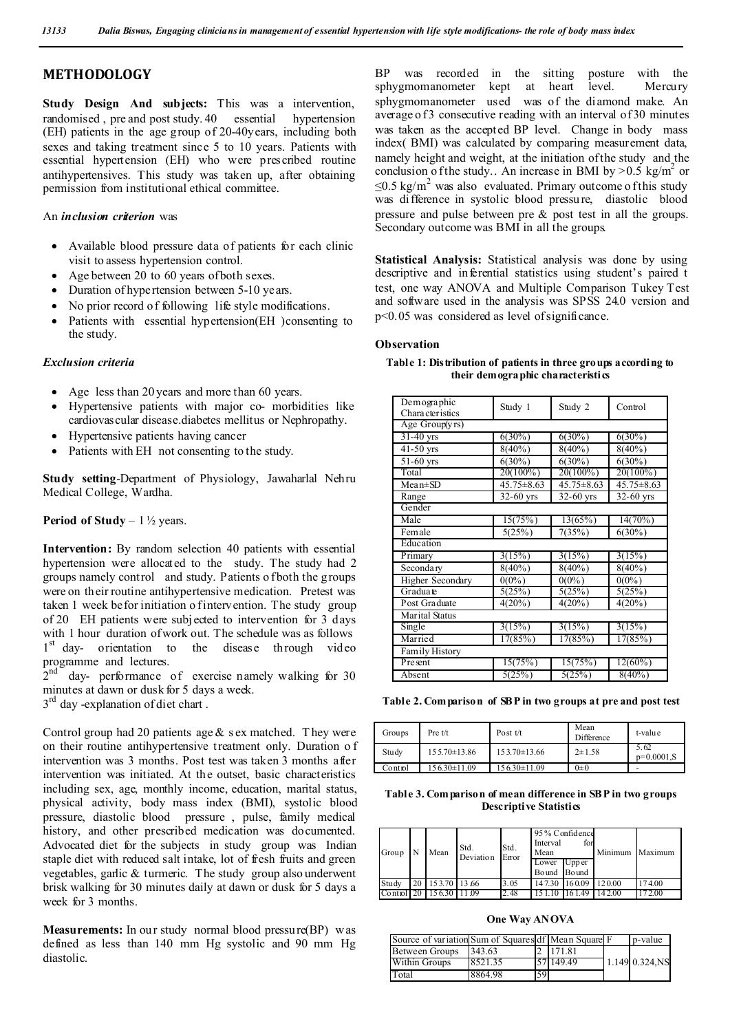## METHODOLOGY

**Study Design And subjects:** This was a intervention, randomised , pre and post study. 40 essential hypertension (EH) patients in the age group of 20-40years, including both sexes and taking treatment since 5 to 10 years. Patients with essential hypertension (EH) who were prescribed routine antihypertensives. This study was taken up, after obtaining permission from institutional ethical committee.

An ***inclusion criterion*** was

- Available blood pressure data of patients for each clinic visit to assess hypertension control.
- Age between 20 to 60 years of both sexes.
- Duration of hypertension between 5-10 years.
- No prior record of following life style modifications.
- Patients with essential hypertension(EH )consenting to the study.

***Exclusion criteria***

- Age less than 20 years and more than 60 years.
- Hypertensive patients with major co- morbidities like cardiovascular disease.diabetes mellitus or Nephropathy.
- Hypertensive patients having cancer
- Patients with EH not consenting to the study.

**Study setting**-Department of Physiology, Jawaharlal Nehru Medical College, Wardha.

**Period of Study** – 1 ½ years.

**Intervention:** By random selection 40 patients with essential hypertension were allocated to the study. The study had 2 groups namely control and study. Patients of both the groups were on their routine antihypertensive medication. Pretest was taken 1 week befor initiation of intervention. The study group of 20 EH patients were subjected to intervention for 3 days with 1 hour duration of work out. The schedule was as follows
1st day- orientation to the disease through video programme and lectures.
2nd day- performance of exercise namely walking for 30 minutes at dawn or dusk for 5 days a week.
3rd day -explanation of diet chart .

Control group had 20 patients age & sex matched. They were on their routine antihypertensive treatment only. Duration of intervention was 3 months. Post test was taken 3 months after intervention was initiated. At the outset, basic characteristics including sex, age, monthly income, education, marital status, physical activity, body mass index (BMI), systolic blood pressure, diastolic blood pressure , pulse, family medical history, and other prescribed medication was documented. Advocated diet for the subjects in study group was Indian staple diet with reduced salt intake, lot of fresh fruits and green vegetables, garlic & turmeric. The study group also underwent brisk walking for 30 minutes daily at dawn or dusk for 5 days a week for 3 months.

**Measurements:** In our study normal blood pressure(BP) was defined as less than 140 mm Hg systolic and 90 mm Hg diastolic.

BP was recorded in the sitting posture with the sphygmomanometer kept at heart level. Mercury sphygmomanometer used was of the diamond make. An average of 3 consecutive reading with an interval of 30 minutes was taken as the accepted BP level. Change in body mass index( BMI) was calculated by comparing measurement data, namely height and weight, at the initiation of the study and the conclusion of the study.. An increase in BMI by >0.5 kg/m$^2$ or ≤0.5 kg/m$^2$ was also evaluated. Primary outcome of this study was difference in systolic blood pressure, diastolic blood pressure and pulse between pre & post test in all the groups. Secondary outcome was BMI in all the groups.

**Statistical Analysis:** Statistical analysis was done by using descriptive and inferential statistics using student's paired t test, one way ANOVA and Multiple Comparison Tukey Test and software used in the analysis was SPSS 24.0 version and $p<0.05$ was considered as level of significance.

### Observation

**Table 1: Distribution of patients in three groups according to their demographic characteristics**

| Demographic Characteristics | Study 1 | Study 2 | Control |
|---|---|---|---|
| Age Group(yrs) | | | |
| 31-40 yrs | 6(30%) | 6(30%) | 6(30%) |
| 41-50 yrs | 8(40%) | 8(40%) | 8(40%) |
| 51-60 yrs | 6(30%) | 6(30%) | 6(30%) |
| Total | 20(100%) | 20(100%) | 20(100%) |
| Mean±SD | 45.75±8.63 | 45.75±8.63 | 45.75±8.63 |
| Range | 32-60 yrs | 32-60 yrs | 32-60 yrs |
| Gender | | | |
| Male | 15(75%) | 13(65%) | 14(70%) |
| Female | 5(25%) | 7(35%) | 6(30%) |
| Education | | | |
| Primary | 3(15%) | 3(15%) | 3(15%) |
| Secondary | 8(40%) | 8(40%) | 8(40%) |
| Higher Secondary | 0(0%) | 0(0%) | 0(0%) |
| Graduate | 5(25%) | 5(25%) | 5(25%) |
| Post Graduate | 4(20%) | 4(20%) | 4(20%) |
| Marital Status | | | |
| Single | 3(15%) | 3(15%) | 3(15%) |
| Married | 17(85%) | 17(85%) | 17(85%) |
| Family History | | | |
| Present | 15(75%) | 15(75%) | 12(60%) |
| Absent | 5(25%) | 5(25%) | 8(40%) |

**Table 2. Comparison of SBP in two groups at pre and post test**

| Groups | Pre t/t | Post t/t | Mean Difference | t-value |
|---|---|---|---|---|
| Study | 155.70±13.86 | 153.70±13.66 | 2±1.58 | 5.62 p=0.0001,S |
| Control | 156.30±11.09 | 156.30±11.09 | 0±0 | - |

**Table 3. Comparison of mean difference in SBP in two groups Descriptive Statistics**

| Group | N | Mean | Std. Deviation | Std. Error | 95% Confidence Interval for Mean | | Minimum | Maximum |
|---|---|---|---|---|---|---|---|---|
| | | | | | Lower Bound | Upper Bound | | |
| Study | 20 | 153.70 | 13.66 | 3.05 | 147.30 | 160.09 | 120.00 | 174.00 |
| Control | 20 | 156.30 | 11.09 | 2.48 | 151.10 | 161.49 | 142.00 | 172.00 |

**One Way ANOVA**

| Source of variation | Sum of Squares | df | Mean Square | F | p-value |
|---|---|---|---|---|---|
| Between Groups | 343.63 | 2 | 171.81 | 1.149 | 0.324,NS |
| Within Groups | 8521.35 | 57 | 149.49 | | |
| Total | 8864.98 | 59 | | | |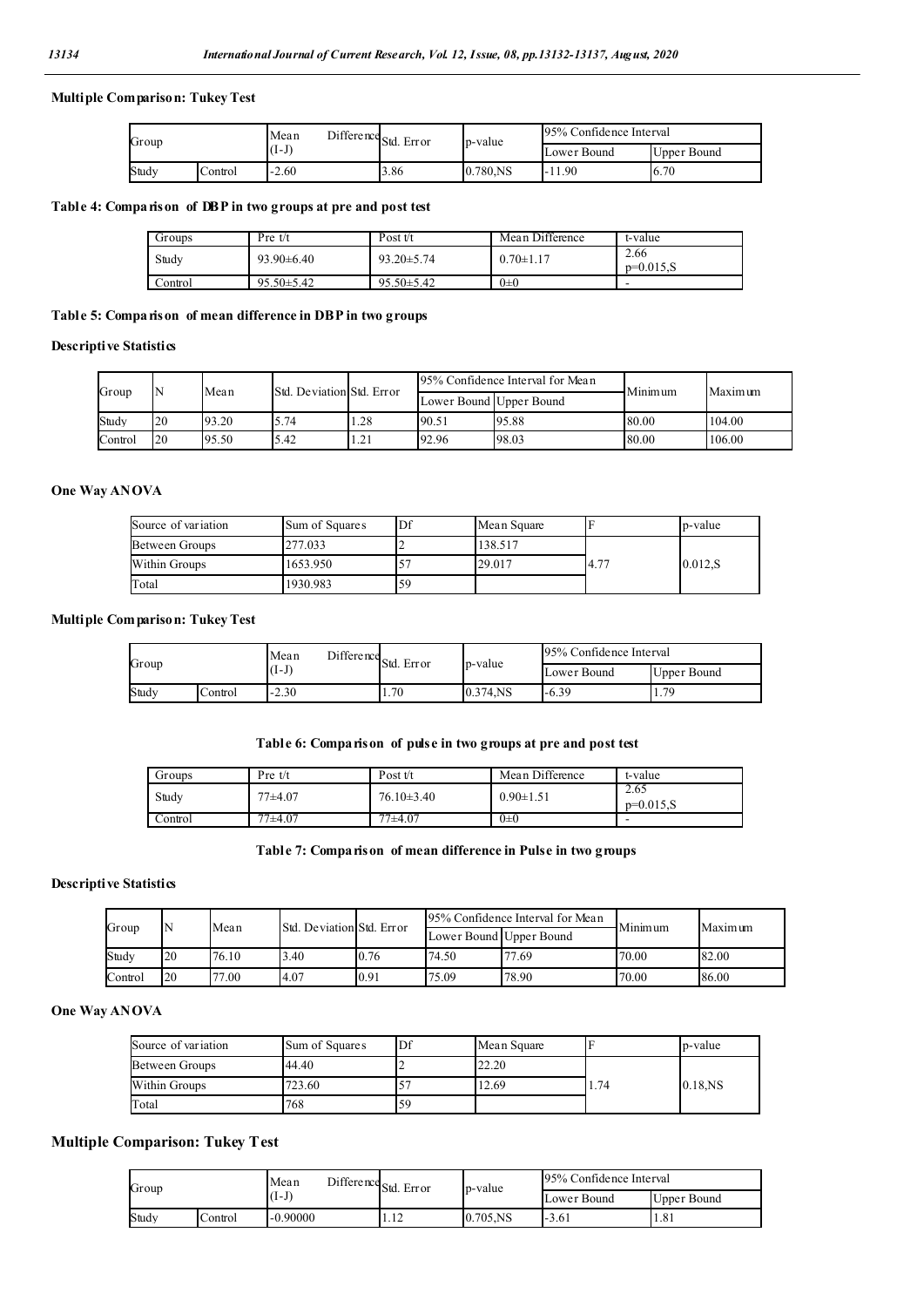**Multiple Comparison: Tukey Test**

| Group | | Mean Difference (I-J) | Std. Error | p-value | 95% Confidence Interval | |
|---|---|---|---|---|---|---|
| | | | | | Lower Bound | Upper Bound |
| Study | Control | -2.60 | 3.86 | 0.780,NS | -11.90 | 6.70 |

**Table 4: Comparison of DBP in two groups at pre and post test**

| Groups | Pre t/t | Post t/t | Mean Difference | t-value |
|---|---|---|---|---|
| Study | 93.90±6.40 | 93.20±5.74 | 0.70±1.17 | 2.66 p=0.015,S |
| Control | 95.50±5.42 | 95.50±5.42 | 0±0 | - |

**Table 5: Comparison of mean difference in DBP in two groups**

**Descriptive Statistics**

| Group | N | Mean | Std. Deviation | Std. Error | 95% Confidence Interval for Mean | | Minimum | Maximum |
|---|---|---|---|---|---|---|---|---|
| | | | | | Lower Bound | Upper Bound | | |
| Study | 20 | 93.20 | 5.74 | 1.28 | 90.51 | 95.88 | 80.00 | 104.00 |
| Control | 20 | 95.50 | 5.42 | 1.21 | 92.96 | 98.03 | 80.00 | 106.00 |

**One Way ANOVA**

| Source of variation | Sum of Squares | Df | Mean Square | F | p-value |
|---|---|---|---|---|---|
| Between Groups | 277.033 | 2 | 138.517 | 4.77 | 0.012,S |
| Within Groups | 1653.950 | 57 | 29.017 | | |
| Total | 1930.983 | 59 | | | |

**Multiple Comparison: Tukey Test**

| Group | | Mean Difference (I-J) | Std. Error | p-value | 95% Confidence Interval | |
|---|---|---|---|---|---|---|
| | | | | | Lower Bound | Upper Bound |
| Study | Control | -2.30 | 1.70 | 0.374,NS | -6.39 | 1.79 |

**Table 6: Comparison of pulse in two groups at pre and post test**

| Groups | Pre t/t | Post t/t | Mean Difference | t-value |
|---|---|---|---|---|
| Study | 77±4.07 | 76.10±3.40 | 0.90±1.51 | 2.65 p=0.015,S |
| Control | 77±4.07 | 77±4.07 | 0±0 | - |

**Table 7: Comparison of mean difference in Pulse in two groups**

**Descriptive Statistics**

| Group | N | Mean | Std. Deviation | Std. Error | 95% Confidence Interval for Mean | | Minimum | Maximum |
|---|---|---|---|---|---|---|---|---|
| | | | | | Lower Bound | Upper Bound | | |
| Study | 20 | 76.10 | 3.40 | 0.76 | 74.50 | 77.69 | 70.00 | 82.00 |
| Control | 20 | 77.00 | 4.07 | 0.91 | 75.09 | 78.90 | 70.00 | 86.00 |

**One Way ANOVA**

| Source of variation | Sum of Squares | Df | Mean Square | F | p-value |
|---|---|---|---|---|---|
| Between Groups | 44.40 | 2 | 22.20 | 1.74 | 0.18,NS |
| Within Groups | 723.60 | 57 | 12.69 | | |
| Total | 768 | 59 | | | |

**Multiple Comparison: Tukey Test**

| Group | | Mean Difference (I-J) | Std. Error | p-value | 95% Confidence Interval | |
|---|---|---|---|---|---|---|
| | | | | | Lower Bound | Upper Bound |
| Study | Control | -0.90000 | 1.12 | 0.705,NS | -3.61 | 1.81 |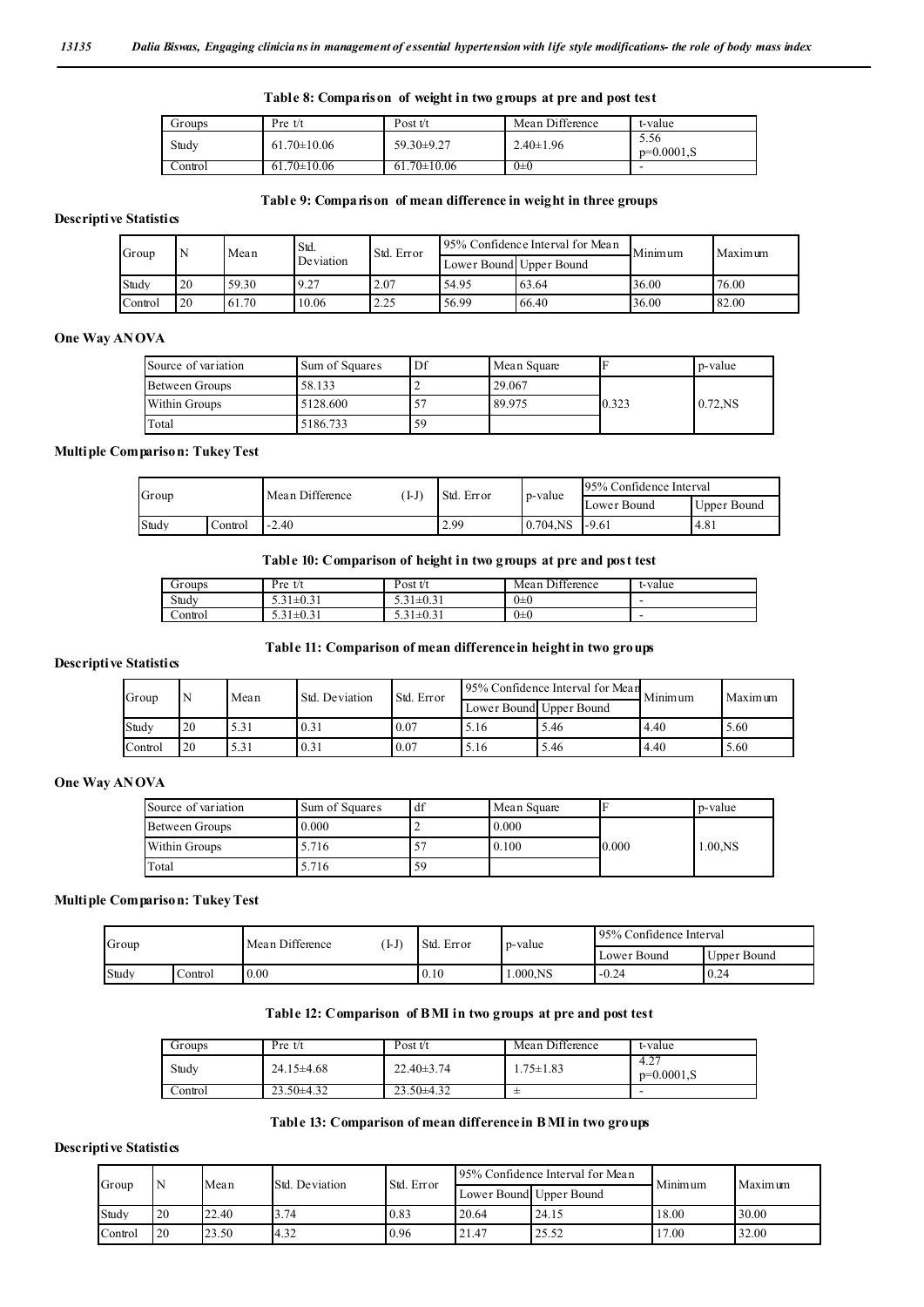**Table 8: Comparison of weight in two groups at pre and post test**

| Groups | Pre t/t | Post t/t | Mean Difference | t-value |
|---|---|---|---|---|
| Study | 61.70±10.06 | 59.30±9.27 | 2.40±1.96 | 5.56 p=0.0001,S |
| Control | 61.70±10.06 | 61.70±10.06 | 0±0 | - |

**Table 9: Comparison of mean difference in weight in three groups**

**Descriptive Statistics**

| Group | N | Mean | Std. Deviation | Std. Error | 95% Confidence Interval for Mean | | Minimum | Maximum |
|---|---|---|---|---|---|---|---|---|
| | | | | | Lower Bound | Upper Bound | | |
| Study | 20 | 59.30 | 9.27 | 2.07 | 54.95 | 63.64 | 36.00 | 76.00 |
| Control | 20 | 61.70 | 10.06 | 2.25 | 56.99 | 66.40 | 36.00 | 82.00 |

**One Way ANOVA**

| Source of variation | Sum of Squares | Df | Mean Square | F | p-value |
|---|---|---|---|---|---|
| Between Groups | 58.133 | 2 | 29.067 | 0.323 | 0.72,NS |
| Within Groups | 5128.600 | 57 | 89.975 | | |
| Total | 5186.733 | 59 | | | |

**Multiple Comparison: Tukey Test**

| Group | | Mean Difference (I-J) | Std. Error | p-value | 95% Confidence Interval | |
|---|---|---|---|---|---|---|
| | | | | | Lower Bound | Upper Bound |
| Study | Control | -2.40 | 2.99 | 0.704,NS | -9.61 | 4.81 |

**Table 10: Comparison of height in two groups at pre and post test**

| Groups | Pre t/t | Post t/t | Mean Difference | t-value |
|---|---|---|---|---|
| Study | 5.31±0.31 | 5.31±0.31 | 0±0 | - |
| Control | 5.31±0.31 | 5.31±0.31 | 0±0 | - |

**Table 11: Comparison of mean difference in height in two groups**

**Descriptive Statistics**

| Group | N | Mean | Std. Deviation | Std. Error | 95% Confidence Interval for Mean | | Minimum | Maximum |
|---|---|---|---|---|---|---|---|---|
| | | | | | Lower Bound | Upper Bound | | |
| Study | 20 | 5.31 | 0.31 | 0.07 | 5.16 | 5.46 | 4.40 | 5.60 |
| Control | 20 | 5.31 | 0.31 | 0.07 | 5.16 | 5.46 | 4.40 | 5.60 |

**One Way ANOVA**

| Source of variation | Sum of Squares | df | Mean Square | F | p-value |
|---|---|---|---|---|---|
| Between Groups | 0.000 | 2 | 0.000 | 0.000 | 1.00,NS |
| Within Groups | 5.716 | 57 | 0.100 | | |
| Total | 5.716 | 59 | | | |

**Multiple Comparison: Tukey Test**

| Group | | Mean Difference (I-J) | Std. Error | p-value | 95% Confidence Interval | |
|---|---|---|---|---|---|---|
| | | | | | Lower Bound | Upper Bound |
| Study | Control | 0.00 | 0.10 | 1.000,NS | -0.24 | 0.24 |

**Table 12: Comparison of BMI in two groups at pre and post test**

| Groups | Pre t/t | Post t/t | Mean Difference | t-value |
|---|---|---|---|---|
| Study | 24.15±4.68 | 22.40±3.74 | 1.75±1.83 | 4.27 p=0.0001,S |
| Control | 23.50±4.32 | 23.50±4.32 | ± | - |

**Table 13: Comparison of mean difference in BMI in two groups**

**Descriptive Statistics**

| Group | N | Mean | Std. Deviation | Std. Error | 95% Confidence Interval for Mean | | Minimum | Maximum |
|---|---|---|---|---|---|---|---|---|
| | | | | | Lower Bound | Upper Bound | | |
| Study | 20 | 22.40 | 3.74 | 0.83 | 20.64 | 24.15 | 18.00 | 30.00 |
| Control | 20 | 23.50 | 4.32 | 0.96 | 21.47 | 25.52 | 17.00 | 32.00 |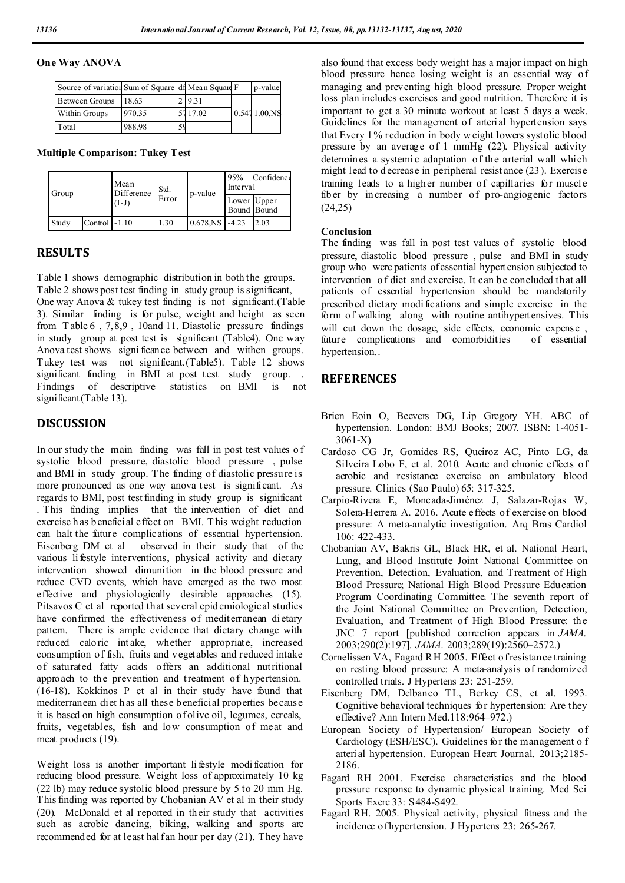**One Way ANOVA**

| Source of variation | Sum of Square | df | Mean Square | F | p-value |
|---|---|---|---|---|---|
| Between Groups | 18.63 | 2 | 9.31 | 0.547 | 1.00,NS |
| Within Groups | 970.35 | 57 | 17.02 | | |
| Total | 988.98 | 59 | | | |

**Multiple Comparison: Tukey Test**

| Group | | Mean Difference (I-J) | Std. Error | p-value | 95% Confidence Interval | |
|---|---|---|---|---|---|---|
| | | | | | Lower Bound | Upper Bound |
| Study | Control | -1.10 | 1.30 | 0.678,NS | -4.23 | 2.03 |

## RESULTS

Table 1 shows demographic distribution in both the groups. Table 2 shows post test finding in study group is significant, One way Anova & tukey test finding is not significant.(Table 3). Similar finding is for pulse, weight and height as seen from Table 6 , 7,8,9 , 10and 11. Diastolic pressure findings in study group at post test is significant (Table4). One way Anova test shows significance between and withen groups. Tukey test was not significant.(Table5). Table 12 shows significant finding in BMI at post test study group. . Findings of descriptive statistics on BMI is not significant(Table 13).

## DISCUSSION

In our study the main finding was fall in post test values of systolic blood pressure, diastolic blood pressure , pulse and BMI in study group. The finding of diastolic pressure is more pronounced as one way anova test is significant. As regards to BMI, post test finding in study group is significant . This finding implies that the intervention of diet and exercise has beneficial effect on BMI. This weight reduction can halt the future complications of essential hypertension. Eisenberg DM et al observed in their study that of the various lifestyle interventions, physical activity and dietary intervention showed dimunition in the blood pressure and reduce CVD events, which have emerged as the two most effective and physiologically desirable approaches (15). Pitsavos C et al reported that several epidemiological studies have confirmed the effectiveness of mediterranean dietary pattern. There is ample evidence that dietary change with reduced caloric intake, whether appropriate, increased consumption of fish, fruits and vegetables and reduced intake of saturated fatty acids offers an additional nutritional approach to the prevention and treatment of hypertension. (16-18). Kokkinos P et al in their study have found that mediterranean diet has all these beneficial properties because it is based on high consumption of olive oil, legumes, cereals, fruits, vegetables, fish and low consumption of meat and meat products (19).

Weight loss is another important lifestyle modification for reducing blood pressure. Weight loss of approximately 10 kg (22 lb) may reduce systolic blood pressure by 5 to 20 mm Hg. This finding was reported by Chobanian AV et al in their study (20). McDonald et al reported in their study that activities such as aerobic dancing, biking, walking and sports are recommended for at least half an hour per day (21). They have also found that excess body weight has a major impact on high blood pressure hence losing weight is an essential way of managing and preventing high blood pressure. Proper weight loss plan includes exercises and good nutrition. Therefore it is important to get a 30 minute workout at least 5 days a week. Guidelines for the management of arterial hypertension says that Every 1% reduction in body weight lowers systolic blood pressure by an average of 1 mmHg (22). Physical activity determines a systemic adaptation of the arterial wall which might lead to decrease in peripheral resistance (23). Exercise training leads to a higher number of capillaries for muscle fiber by increasing a number of pro-angiogenic factors (24,25)

### Conclusion

The finding was fall in post test values of systolic blood pressure, diastolic blood pressure , pulse and BMI in study group who were patients of essential hypertension subjected to intervention of diet and exercise. It can be concluded that all patients of essential hypertension should be mandatorily prescribed dietary modifications and simple exercise in the form of walking along with routine antihypertensives. This will cut down the dosage, side effects, economic expense , future complications and comorbidities of essential hypertension..

## REFERENCES

Brien Eoin O, Beevers DG, Lip Gregory YH. ABC of hypertension. London: BMJ Books; 2007. ISBN: 1-4051-3061-X)

Cardoso CG Jr, Gomides RS, Queiroz AC, Pinto LG, da Silveira Lobo F, et al. 2010. Acute and chronic effects of aerobic and resistance exercise on ambulatory blood pressure. Clinics (Sao Paulo) 65: 317-325.

Carpio-Rivera E, Moncada-Jiménez J, Salazar-Rojas W, Solera-Herrera A. 2016. Acute effects of exercise on blood pressure: A meta-analytic investigation. Arq Bras Cardiol 106: 422-433.

Chobanian AV, Bakris GL, Black HR, et al. National Heart, Lung, and Blood Institute Joint National Committee on Prevention, Detection, Evaluation, and Treatment of High Blood Pressure; National High Blood Pressure Education Program Coordinating Committee. The seventh report of the Joint National Committee on Prevention, Detection, Evaluation, and Treatment of High Blood Pressure: the JNC 7 report [published correction appears in *JAMA.* 2003;290(2):197]. *JAMA.* 2003;289(19):2560–2572.)

Cornelissen VA, Fagard RH 2005. Effect of resistance training on resting blood pressure: A meta-analysis of randomized controlled trials. J Hypertens 23: 251-259.

Eisenberg DM, Delbanco TL, Berkey CS, et al. 1993. Cognitive behavioral techniques for hypertension: Are they effective? Ann Intern Med.118:964–972.)

European Society of Hypertension/ European Society of Cardiology (ESH/ESC). Guidelines for the management of arterial hypertension. European Heart Journal. 2013;2185-2186.

Fagard RH 2001. Exercise characteristics and the blood pressure response to dynamic physical training. Med Sci Sports Exerc 33: S484-S492.

Fagard RH. 2005. Physical activity, physical fitness and the incidence of hypertension. J Hypertens 23: 265-267.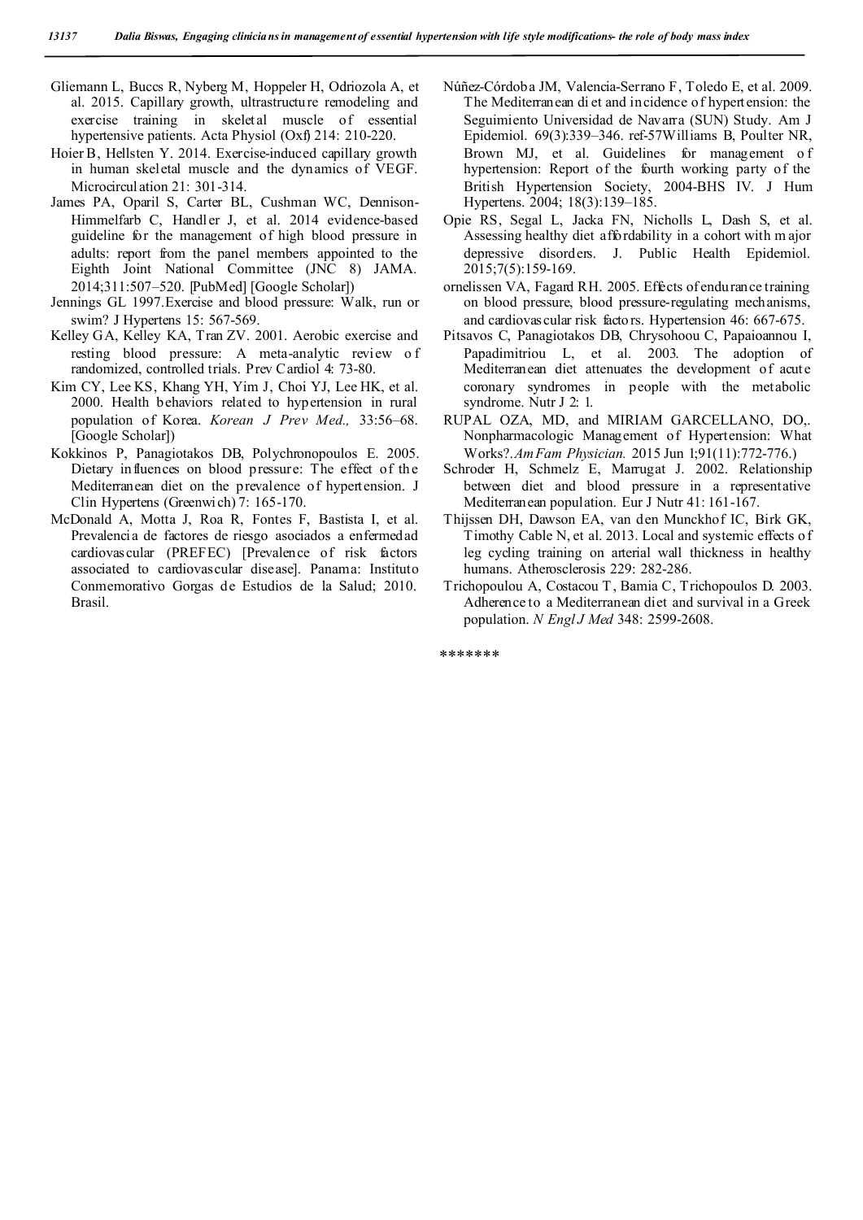Gliemann L, Buccs R, Nyberg M, Hoppeler H, Odriozola A, et al. 2015. Capillary growth, ultrastructure remodeling and exercise training in skeletal muscle of essential hypertensive patients. Acta Physiol (Oxf) 214: 210-220.

Hoier B, Hellsten Y. 2014. Exercise-induced capillary growth in human skeletal muscle and the dynamics of VEGF. Microcirculation 21: 301-314.

James PA, Oparil S, Carter BL, Cushman WC, Dennison-Himmelfarb C, Handler J, et al. 2014 evidence-based guideline for the management of high blood pressure in adults: report from the panel members appointed to the Eighth Joint National Committee (JNC 8) JAMA. 2014;311:507–520. [PubMed] [Google Scholar])

Jennings GL 1997.Exercise and blood pressure: Walk, run or swim? J Hypertens 15: 567-569.

Kelley GA, Kelley KA, Tran ZV. 2001. Aerobic exercise and resting blood pressure: A meta-analytic review of randomized, controlled trials. Prev Cardiol 4: 73-80.

Kim CY, Lee KS, Khang YH, Yim J, Choi YJ, Lee HK, et al. 2000. Health behaviors related to hypertension in rural population of Korea. *Korean J Prev Med.,* 33:56–68. [Google Scholar])

Kokkinos P, Panagiotakos DB, Polychronopoulos E. 2005. Dietary influences on blood pressure: The effect of the Mediterranean diet on the prevalence of hypertension. J Clin Hypertens (Greenwich) 7: 165-170.

McDonald A, Motta J, Roa R, Fontes F, Bastista I, et al. Prevalencia de factores de riesgo asociados a enfermedad cardiovascular (PREFEC) [Prevalence of risk factors associated to cardiovascular disease]. Panama: Instituto Conmemorativo Gorgas de Estudios de la Salud; 2010. Brasil.

Núñez-Córdoba JM, Valencia-Serrano F, Toledo E, et al. 2009. The Mediterranean diet and incidence of hypertension: the Seguimiento Universidad de Navarra (SUN) Study. Am J Epidemiol. 69(3):339–346. ref-57Williams B, Poulter NR, Brown MJ, et al. Guidelines for management of hypertension: Report of the fourth working party of the British Hypertension Society, 2004-BHS IV. J Hum Hypertens. 2004; 18(3):139–185.

Opie RS, Segal L, Jacka FN, Nicholls L, Dash S, et al. Assessing healthy diet affordability in a cohort with major depressive disorders. J. Public Health Epidemiol. 2015;7(5):159-169.

ornelissen VA, Fagard RH. 2005. Effects of endurance training on blood pressure, blood pressure-regulating mechanisms, and cardiovascular risk factors. Hypertension 46: 667-675.

Pitsavos C, Panagiotakos DB, Chrysohoou C, Papaioannou I, Papadimitriou L, et al. 2003. The adoption of Mediterranean diet attenuates the development of acute coronary syndromes in people with the metabolic syndrome. Nutr J 2: 1.

RUPAL OZA, MD, and MIRIAM GARCELLANO, DO,. Nonpharmacologic Management of Hypertension: What Works?.*Am Fam Physician.* 2015 Jun 1;91(11):772-776.)

Schroder H, Schmelz E, Marrugat J. 2002. Relationship between diet and blood pressure in a representative Mediterranean population. Eur J Nutr 41: 161-167.

Thijssen DH, Dawson EA, van den Munckhof IC, Birk GK, Timothy Cable N, et al. 2013. Local and systemic effects of leg cycling training on arterial wall thickness in healthy humans. Atherosclerosis 229: 282-286.

Trichopoulou A, Costacou T, Bamia C, Trichopoulos D. 2003. Adherence to a Mediterranean diet and survival in a Greek population. *N Engl J Med* 348: 2599-2608.

*******